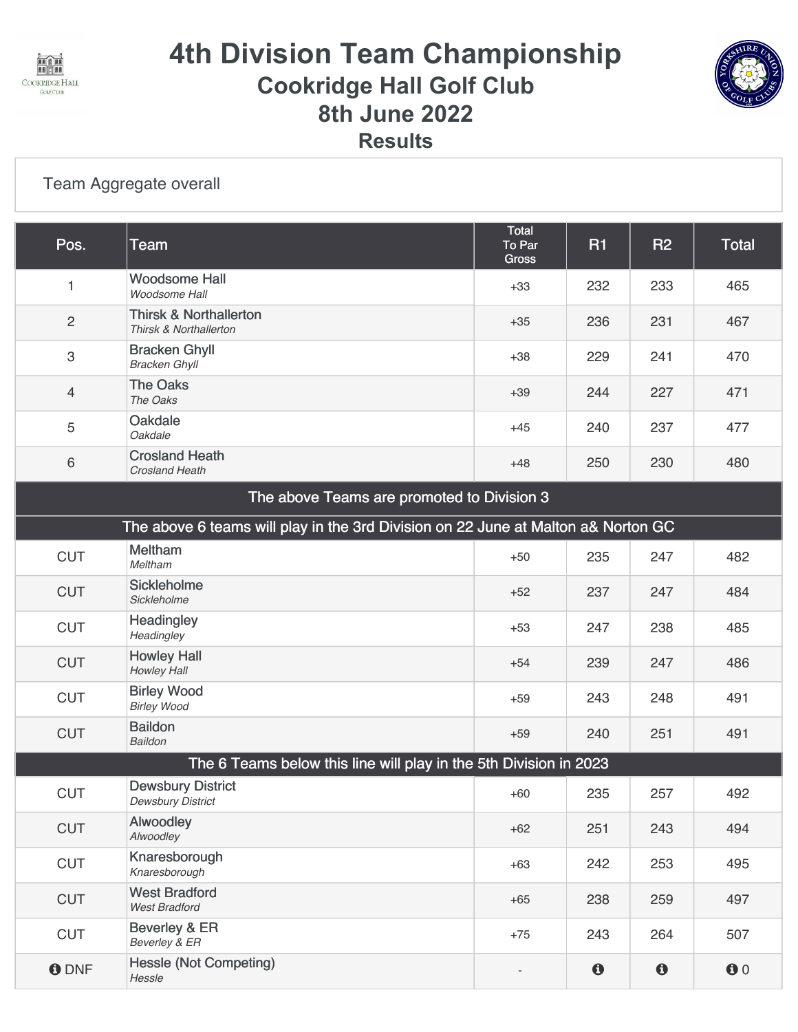# 4th Division Team Championship

## Cookridge Hall Golf Club

## 8th June 2022

## Results

Team Aggregate overall

| Pos. | Team | Total To Par Gross | R1 | R2 | Total |
|---|---|---|---|---|---|
| 1 | Woodsome Hall<br>*Woodsome Hall* | +33 | 232 | 233 | 465 |
| 2 | Thirsk & Northallerton<br>*Thirsk & Northallerton* | +35 | 236 | 231 | 467 |
| 3 | Bracken Ghyll<br>*Bracken Ghyll* | +38 | 229 | 241 | 470 |
| 4 | The Oaks<br>*The Oaks* | +39 | 244 | 227 | 471 |
| 5 | Oakdale<br>*Oakdale* | +45 | 240 | 237 | 477 |
| 6 | Crosland Heath<br>*Crosland Heath* | +48 | 250 | 230 | 480 |
| The above Teams are promoted to Division 3 | | | | | |
| The above 6 teams will play in the 3rd Division on 22 June at Malton a& Norton GC | | | | | |
| CUT | Meltham<br>*Meltham* | +50 | 235 | 247 | 482 |
| CUT | Sickleholme<br>*Sickleholme* | +52 | 237 | 247 | 484 |
| CUT | Headingley<br>*Headingley* | +53 | 247 | 238 | 485 |
| CUT | Howley Hall<br>*Howley Hall* | +54 | 239 | 247 | 486 |
| CUT | Birley Wood<br>*Birley Wood* | +59 | 243 | 248 | 491 |
| CUT | Baildon<br>*Baildon* | +59 | 240 | 251 | 491 |
| The 6 Teams below this line will play in the 5th Division in 2023 | | | | | |
| CUT | Dewsbury District<br>*Dewsbury District* | +60 | 235 | 257 | 492 |
| CUT | Alwoodley<br>*Alwoodley* | +62 | 251 | 243 | 494 |
| CUT | Knaresborough<br>*Knaresborough* | +63 | 242 | 253 | 495 |
| CUT | West Bradford<br>*West Bradford* | +65 | 238 | 259 | 497 |
| CUT | Beverley & ER<br>*Beverley & ER* | +75 | 243 | 264 | 507 |
| DNF | Hessle (Not Competing)<br>*Hessle* | - | | | 0 |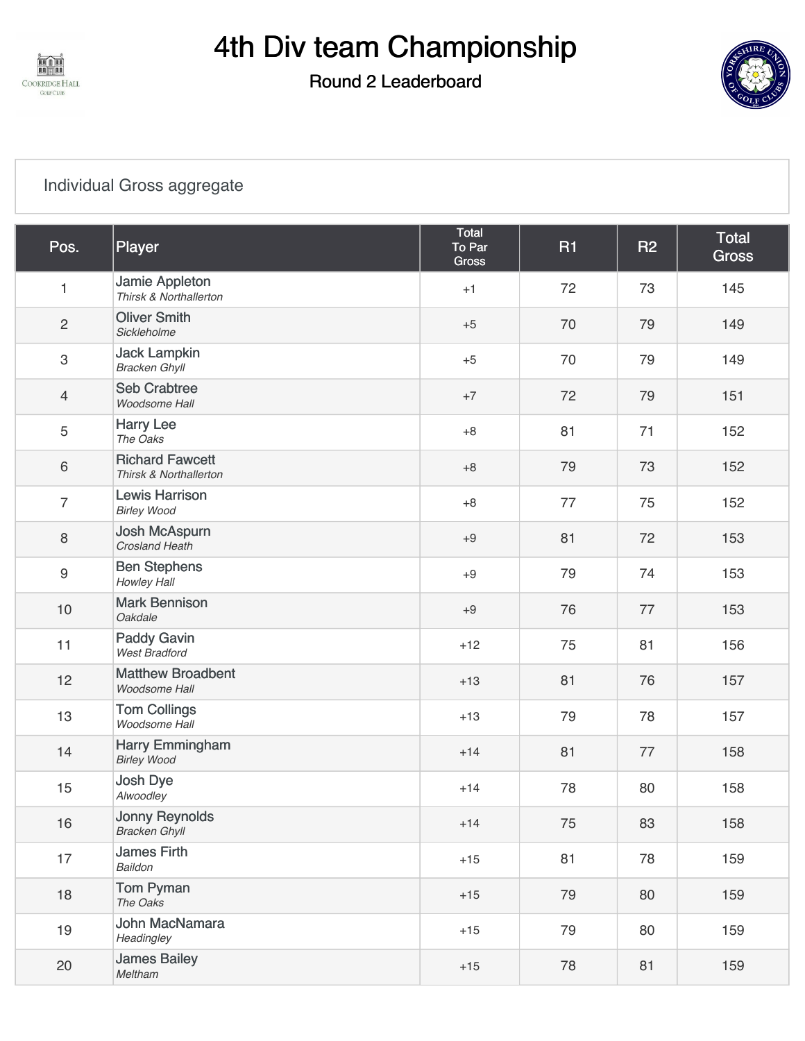# 4th Div team Championship

## Round 2 Leaderboard

Individual Gross aggregate

| Pos. | Player | Total To Par Gross | R1 | R2 | Total Gross |
|---|---|---|---|---|---|
| 1 | Jamie Appleton<br>*Thirsk & Northallerton* | +1 | 72 | 73 | 145 |
| 2 | Oliver Smith<br>*Sickleholme* | +5 | 70 | 79 | 149 |
| 3 | Jack Lampkin<br>*Bracken Ghyll* | +5 | 70 | 79 | 149 |
| 4 | Seb Crabtree<br>*Woodsome Hall* | +7 | 72 | 79 | 151 |
| 5 | Harry Lee<br>*The Oaks* | +8 | 81 | 71 | 152 |
| 6 | Richard Fawcett<br>*Thirsk & Northallerton* | +8 | 79 | 73 | 152 |
| 7 | Lewis Harrison<br>*Birley Wood* | +8 | 77 | 75 | 152 |
| 8 | Josh McAspurn<br>*Crosland Heath* | +9 | 81 | 72 | 153 |
| 9 | Ben Stephens<br>*Howley Hall* | +9 | 79 | 74 | 153 |
| 10 | Mark Bennison<br>*Oakdale* | +9 | 76 | 77 | 153 |
| 11 | Paddy Gavin<br>*West Bradford* | +12 | 75 | 81 | 156 |
| 12 | Matthew Broadbent<br>*Woodsome Hall* | +13 | 81 | 76 | 157 |
| 13 | Tom Collings<br>*Woodsome Hall* | +13 | 79 | 78 | 157 |
| 14 | Harry Emmingham<br>*Birley Wood* | +14 | 81 | 77 | 158 |
| 15 | Josh Dye<br>*Alwoodley* | +14 | 78 | 80 | 158 |
| 16 | Jonny Reynolds<br>*Bracken Ghyll* | +14 | 75 | 83 | 158 |
| 17 | James Firth<br>*Baildon* | +15 | 81 | 78 | 159 |
| 18 | Tom Pyman<br>*The Oaks* | +15 | 79 | 80 | 159 |
| 19 | John MacNamara<br>*Headingley* | +15 | 79 | 80 | 159 |
| 20 | James Bailey<br>*Meltham* | +15 | 78 | 81 | 159 |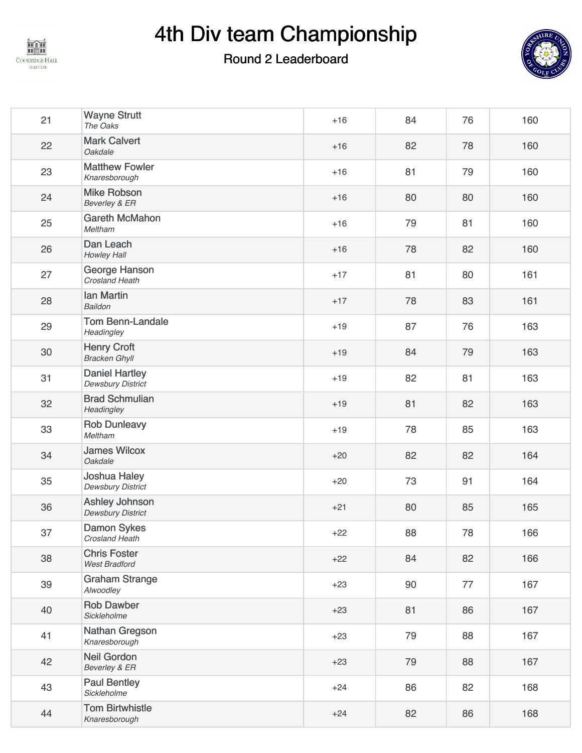# 4th Div team Championship

## Round 2 Leaderboard

| | | | | | |
|---|---|---|---|---|---|
| 21 | Wayne Strutt *The Oaks* | +16 | 84 | 76 | 160 |
| 22 | Mark Calvert *Oakdale* | +16 | 82 | 78 | 160 |
| 23 | Matthew Fowler *Knaresborough* | +16 | 81 | 79 | 160 |
| 24 | Mike Robson *Beverley & ER* | +16 | 80 | 80 | 160 |
| 25 | Gareth McMahon *Meltham* | +16 | 79 | 81 | 160 |
| 26 | Dan Leach *Howley Hall* | +16 | 78 | 82 | 160 |
| 27 | George Hanson *Crosland Heath* | +17 | 81 | 80 | 161 |
| 28 | Ian Martin *Baildon* | +17 | 78 | 83 | 161 |
| 29 | Tom Benn-Landale *Headingley* | +19 | 87 | 76 | 163 |
| 30 | Henry Croft *Bracken Ghyll* | +19 | 84 | 79 | 163 |
| 31 | Daniel Hartley *Dewsbury District* | +19 | 82 | 81 | 163 |
| 32 | Brad Schmulian *Headingley* | +19 | 81 | 82 | 163 |
| 33 | Rob Dunleavy *Meltham* | +19 | 78 | 85 | 163 |
| 34 | James Wilcox *Oakdale* | +20 | 82 | 82 | 164 |
| 35 | Joshua Haley *Dewsbury District* | +20 | 73 | 91 | 164 |
| 36 | Ashley Johnson *Dewsbury District* | +21 | 80 | 85 | 165 |
| 37 | Damon Sykes *Crosland Heath* | +22 | 88 | 78 | 166 |
| 38 | Chris Foster *West Bradford* | +22 | 84 | 82 | 166 |
| 39 | Graham Strange *Alwoodley* | +23 | 90 | 77 | 167 |
| 40 | Rob Dawber *Sickleholme* | +23 | 81 | 86 | 167 |
| 41 | Nathan Gregson *Knaresborough* | +23 | 79 | 88 | 167 |
| 42 | Neil Gordon *Beverley & ER* | +23 | 79 | 88 | 167 |
| 43 | Paul Bentley *Sickleholme* | +24 | 86 | 82 | 168 |
| 44 | Tom Birtwhistle *Knaresborough* | +24 | 82 | 86 | 168 |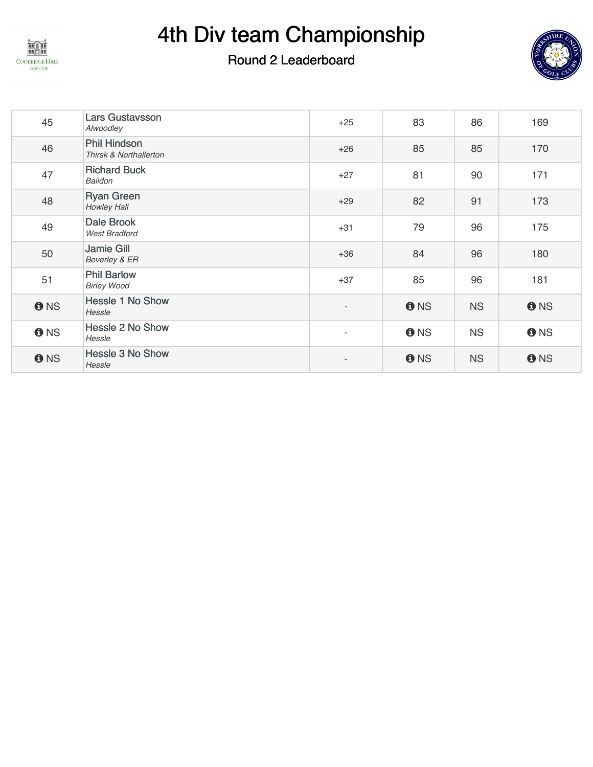# 4th Div team Championship

## Round 2 Leaderboard

| | | | | | |
|---|---|---|---|---|---|
| 45 | Lars Gustavsson *Alwoodley* | +25 | 83 | 86 | 169 |
| 46 | Phil Hindson *Thirsk & Northallerton* | +26 | 85 | 85 | 170 |
| 47 | Richard Buck *Baildon* | +27 | 81 | 90 | 171 |
| 48 | Ryan Green *Howley Hall* | +29 | 82 | 91 | 173 |
| 49 | Dale Brook *West Bradford* | +31 | 79 | 96 | 175 |
| 50 | Jamie Gill *Beverley & ER* | +36 | 84 | 96 | 180 |
| 51 | Phil Barlow *Birley Wood* | +37 | 85 | 96 | 181 |
| NS | Hessle 1 No Show *Hessle* | - | NS | NS | NS |
| NS | Hessle 2 No Show *Hessle* | - | NS | NS | NS |
| NS | Hessle 3 No Show *Hessle* | - | NS | NS | NS |